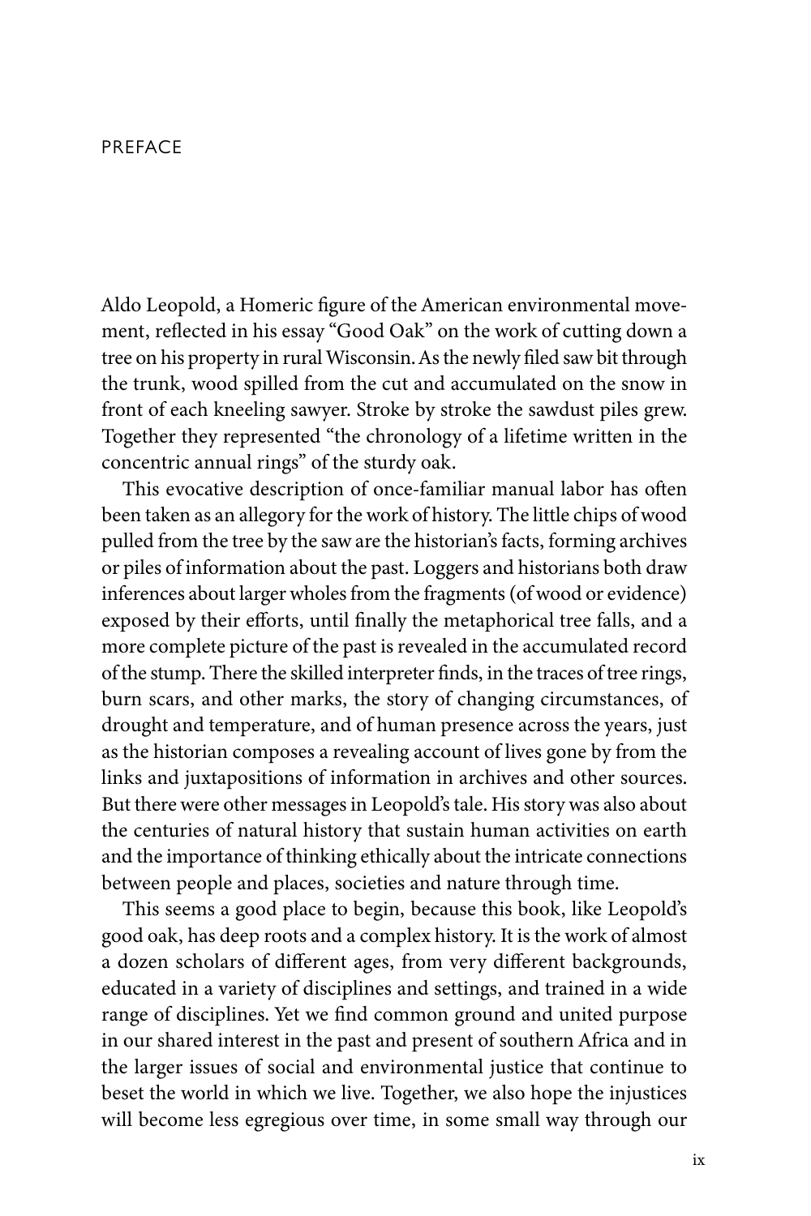# PREFACE

Aldo Leopold, a Homeric figure of the American environmental movement, reflected in his essay "Good Oak" on the work of cutting down a tree on his property in rural Wisconsin. As the newly filed saw bit through the trunk, wood spilled from the cut and accumulated on the snow in front of each kneeling sawyer. Stroke by stroke the sawdust piles grew. Together they represented "the chronology of a lifetime written in the concentric annual rings" of the sturdy oak.

This evocative description of once-familiar manual labor has often been taken as an allegory for the work of history. The little chips of wood pulled from the tree by the saw are the historian's facts, forming archives or piles of information about the past. Loggers and historians both draw inferences about larger wholes from the fragments (of wood or evidence) exposed by their efforts, until finally the metaphorical tree falls, and a more complete picture of the past is revealed in the accumulated record of the stump. There the skilled interpreter finds, in the traces of tree rings, burn scars, and other marks, the story of changing circumstances, of drought and temperature, and of human presence across the years, just as the historian composes a revealing account of lives gone by from the links and juxtapositions of information in archives and other sources. But there were other messages in Leopold's tale. His story was also about the centuries of natural history that sustain human activities on earth and the importance of thinking ethically about the intricate connections between people and places, societies and nature through time.

This seems a good place to begin, because this book, like Leopold's good oak, has deep roots and a complex history. It is the work of almost a dozen scholars of different ages, from very different backgrounds, educated in a variety of disciplines and settings, and trained in a wide range of disciplines. Yet we find common ground and united purpose in our shared interest in the past and present of southern Africa and in the larger issues of social and environmental justice that continue to beset the world in which we live. Together, we also hope the injustices will become less egregious over time, in some small way through our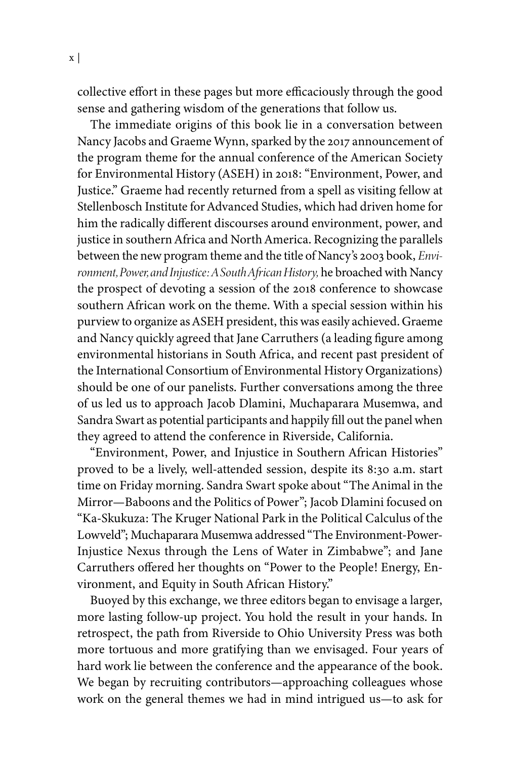collective effort in these pages but more efficaciously through the good sense and gathering wisdom of the generations that follow us.

The immediate origins of this book lie in a conversation between Nancy Jacobs and Graeme Wynn, sparked by the 2017 announcement of the program theme for the annual conference of the American Society for Environmental History (ASEH) in 2018: "Environment, Power, and Justice." Graeme had recently returned from a spell as visiting fellow at Stellenbosch Institute for Advanced Studies, which had driven home for him the radically different discourses around environment, power, and justice in southern Africa and North America. Recognizing the parallels between the new program theme and the title of Nancy's 2003 book, *Environment, Power, and Injustice: A South African History,* he broached with Nancy the prospect of devoting a session of the 2018 conference to showcase southern African work on the theme. With a special session within his purview to organize as ASEH president, this was easily achieved. Graeme and Nancy quickly agreed that Jane Carruthers (a leading figure among environmental historians in South Africa, and recent past president of the International Consortium of Environmental History Organizations) should be one of our panelists. Further conversations among the three of us led us to approach Jacob Dlamini, Muchaparara Musemwa, and Sandra Swart as potential participants and happily fill out the panel when they agreed to attend the conference in Riverside, California.

"Environment, Power, and Injustice in Southern African Histories" proved to be a lively, well-attended session, despite its 8:30 a.m. start time on Friday morning. Sandra Swart spoke about "The Animal in the Mirror—Baboons and the Politics of Power"; Jacob Dlamini focused on "Ka-Skukuza: The Kruger National Park in the Political Calculus of the Lowveld"; Muchaparara Musemwa addressed "The Environment-Power-Injustice Nexus through the Lens of Water in Zimbabwe"; and Jane Carruthers offered her thoughts on "Power to the People! Energy, Environment, and Equity in South African History."

Buoyed by this exchange, we three editors began to envisage a larger, more lasting follow-up project. You hold the result in your hands. In retrospect, the path from Riverside to Ohio University Press was both more tortuous and more gratifying than we envisaged. Four years of hard work lie between the conference and the appearance of the book. We began by recruiting contributors—approaching colleagues whose work on the general themes we had in mind intrigued us—to ask for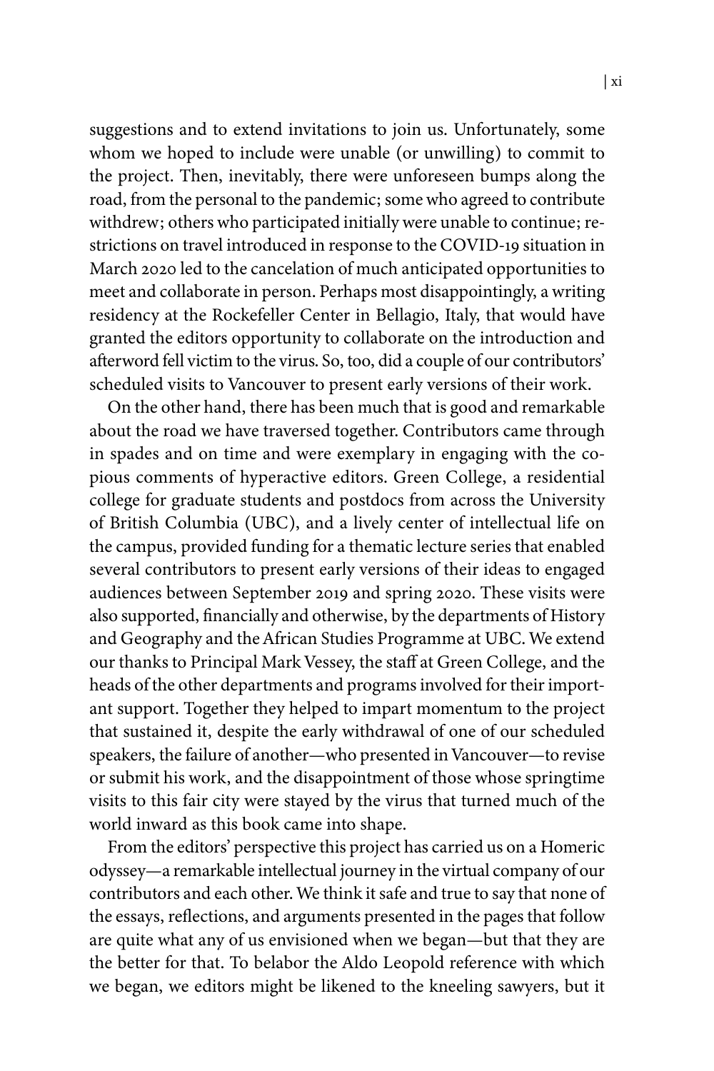suggestions and to extend invitations to join us. Unfortunately, some whom we hoped to include were unable (or unwilling) to commit to the project. Then, inevitably, there were unforeseen bumps along the road, from the personal to the pandemic; some who agreed to contribute withdrew; others who participated initially were unable to continue; restrictions on travel introduced in response to the COVID-19 situation in March 2020 led to the cancelation of much anticipated opportunities to meet and collaborate in person. Perhaps most disappointingly, a writing residency at the Rockefeller Center in Bellagio, Italy, that would have granted the editors opportunity to collaborate on the introduction and afterword fell victim to the virus. So, too, did a couple of our contributors' scheduled visits to Vancouver to present early versions of their work.

On the other hand, there has been much that is good and remarkable about the road we have traversed together. Contributors came through in spades and on time and were exemplary in engaging with the copious comments of hyperactive editors. Green College, a residential college for graduate students and postdocs from across the University of British Columbia (UBC), and a lively center of intellectual life on the campus, provided funding for a thematic lecture series that enabled several contributors to present early versions of their ideas to engaged audiences between September 2019 and spring 2020. These visits were also supported, financially and otherwise, by the departments of History and Geography and the African Studies Programme at UBC. We extend our thanks to Principal Mark Vessey, the staff at Green College, and the heads of the other departments and programs involved for their important support. Together they helped to impart momentum to the project that sustained it, despite the early withdrawal of one of our scheduled speakers, the failure of another—who presented in Vancouver—to revise or submit his work, and the disappointment of those whose springtime visits to this fair city were stayed by the virus that turned much of the world inward as this book came into shape.

From the editors' perspective this project has carried us on a Homeric odyssey—a remarkable intellectual journey in the virtual company of our contributors and each other. We think it safe and true to say that none of the essays, reflections, and arguments presented in the pages that follow are quite what any of us envisioned when we began—but that they are the better for that. To belabor the Aldo Leopold reference with which we began, we editors might be likened to the kneeling sawyers, but it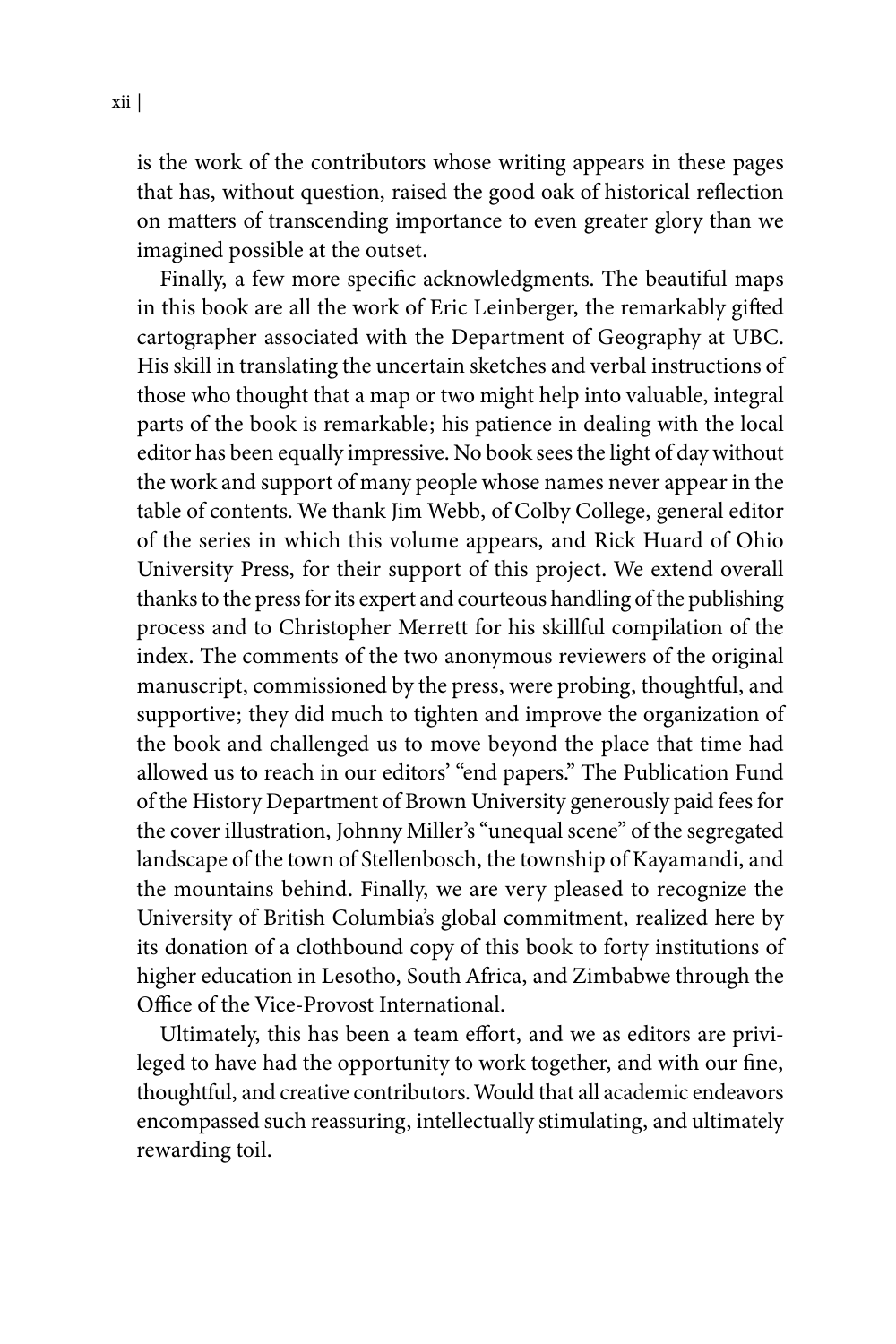is the work of the contributors whose writing appears in these pages that has, without question, raised the good oak of historical reflection on matters of transcending importance to even greater glory than we imagined possible at the outset.

Finally, a few more specific acknowledgments. The beautiful maps in this book are all the work of Eric Leinberger, the remarkably gifted cartographer associated with the Department of Geography at UBC. His skill in translating the uncertain sketches and verbal instructions of those who thought that a map or two might help into valuable, integral parts of the book is remarkable; his patience in dealing with the local editor has been equally impressive. No book sees the light of day without the work and support of many people whose names never appear in the table of contents. We thank Jim Webb, of Colby College, general editor of the series in which this volume appears, and Rick Huard of Ohio University Press, for their support of this project. We extend overall thanks to the press for its expert and courteous handling of the publishing process and to Christopher Merrett for his skillful compilation of the index. The comments of the two anonymous reviewers of the original manuscript, commissioned by the press, were probing, thoughtful, and supportive; they did much to tighten and improve the organization of the book and challenged us to move beyond the place that time had allowed us to reach in our editors' "end papers." The Publication Fund of the History Department of Brown University generously paid fees for the cover illustration, Johnny Miller's "unequal scene" of the segregated landscape of the town of Stellenbosch, the township of Kayamandi, and the mountains behind. Finally, we are very pleased to recognize the University of British Columbia's global commitment, realized here by its donation of a clothbound copy of this book to forty institutions of higher education in Lesotho, South Africa, and Zimbabwe through the Office of the Vice-Provost International.

Ultimately, this has been a team effort, and we as editors are privileged to have had the opportunity to work together, and with our fine, thoughtful, and creative contributors. Would that all academic endeavors encompassed such reassuring, intellectually stimulating, and ultimately rewarding toil.